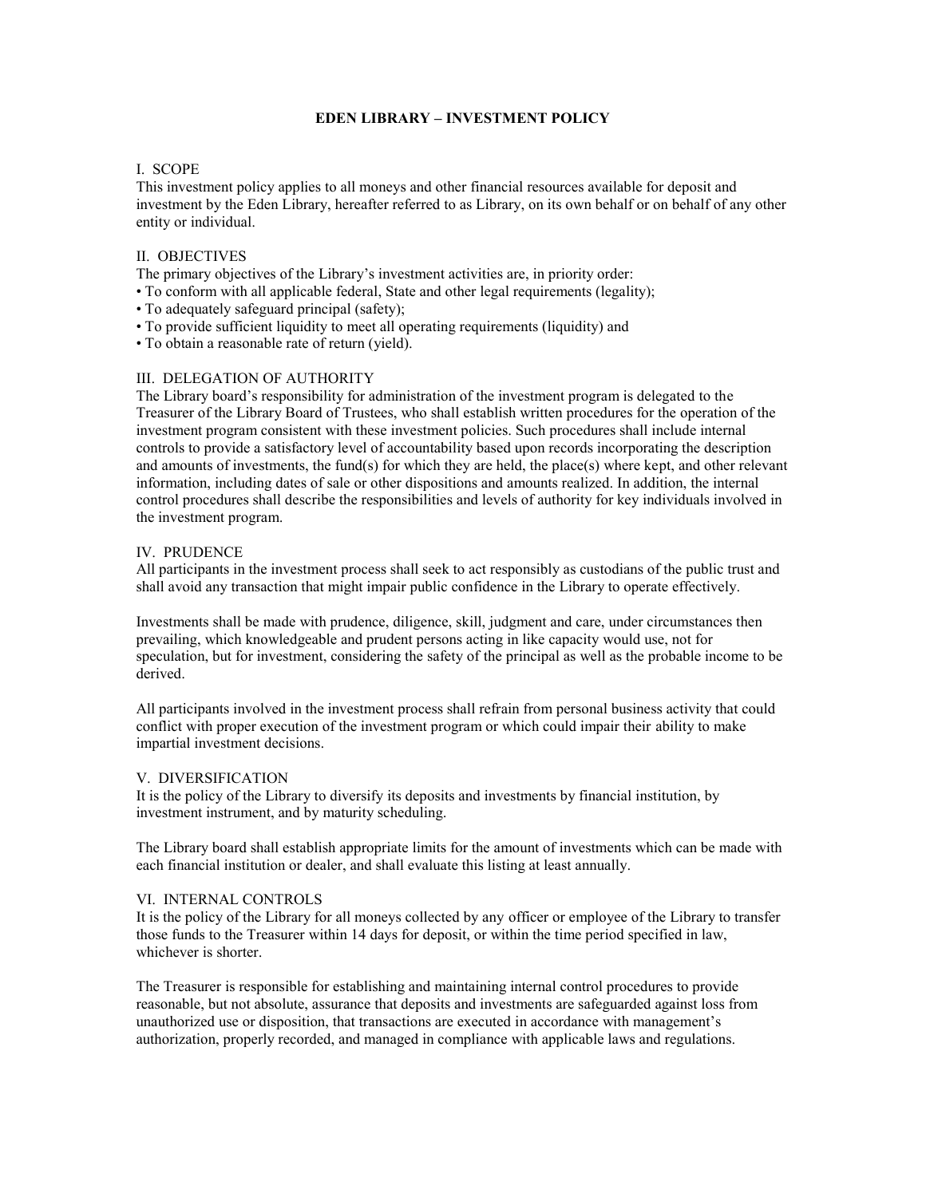# EDEN LIBRARY – INVESTMENT POLICY

## I. SCOPE

This investment policy applies to all moneys and other financial resources available for deposit and investment by the Eden Library, hereafter referred to as Library, on its own behalf or on behalf of any other entity or individual.

## II. OBJECTIVES

The primary objectives of the Library's investment activities are, in priority order:

- To conform with all applicable federal, State and other legal requirements (legality);
- To adequately safeguard principal (safety);
- To provide sufficient liquidity to meet all operating requirements (liquidity) and
- To obtain a reasonable rate of return (yield).

## III. DELEGATION OF AUTHORITY

The Library board's responsibility for administration of the investment program is delegated to the Treasurer of the Library Board of Trustees, who shall establish written procedures for the operation of the investment program consistent with these investment policies. Such procedures shall include internal controls to provide a satisfactory level of accountability based upon records incorporating the description and amounts of investments, the fund(s) for which they are held, the place(s) where kept, and other relevant information, including dates of sale or other dispositions and amounts realized. In addition, the internal control procedures shall describe the responsibilities and levels of authority for key individuals involved in the investment program.

## IV. PRUDENCE

All participants in the investment process shall seek to act responsibly as custodians of the public trust and shall avoid any transaction that might impair public confidence in the Library to operate effectively.

Investments shall be made with prudence, diligence, skill, judgment and care, under circumstances then prevailing, which knowledgeable and prudent persons acting in like capacity would use, not for speculation, but for investment, considering the safety of the principal as well as the probable income to be derived.

All participants involved in the investment process shall refrain from personal business activity that could conflict with proper execution of the investment program or which could impair their ability to make impartial investment decisions.

## V. DIVERSIFICATION

It is the policy of the Library to diversify its deposits and investments by financial institution, by investment instrument, and by maturity scheduling.

The Library board shall establish appropriate limits for the amount of investments which can be made with each financial institution or dealer, and shall evaluate this listing at least annually.

## VI. INTERNAL CONTROLS

It is the policy of the Library for all moneys collected by any officer or employee of the Library to transfer those funds to the Treasurer within 14 days for deposit, or within the time period specified in law, whichever is shorter.

The Treasurer is responsible for establishing and maintaining internal control procedures to provide reasonable, but not absolute, assurance that deposits and investments are safeguarded against loss from unauthorized use or disposition, that transactions are executed in accordance with management's authorization, properly recorded, and managed in compliance with applicable laws and regulations.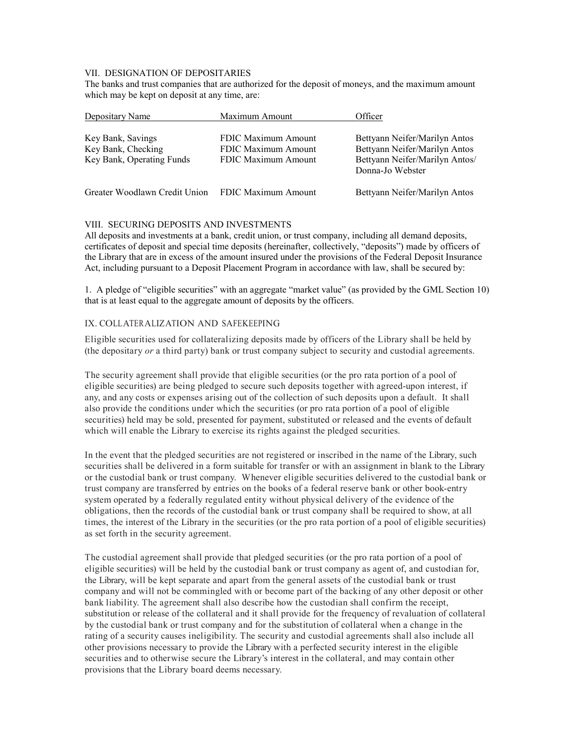## VII. DESIGNATION OF DEPOSITARIES

The banks and trust companies that are authorized for the deposit of moneys, and the maximum amount which may be kept on deposit at any time, are:

| Depositary Name | Maximum Amount | Officer |
|---|---|---|
| Key Bank, Savings | FDIC Maximum Amount | Bettyann Neifer/Marilyn Antos |
| Key Bank, Checking | FDIC Maximum Amount | Bettyann Neifer/Marilyn Antos |
| Key Bank, Operating Funds | FDIC Maximum Amount | Bettyann Neifer/Marilyn Antos/ Donna-Jo Webster |
| Greater Woodlawn Credit Union | FDIC Maximum Amount | Bettyann Neifer/Marilyn Antos |

## VIII. SECURING DEPOSITS AND INVESTMENTS

All deposits and investments at a bank, credit union, or trust company, including all demand deposits, certificates of deposit and special time deposits (hereinafter, collectively, "deposits") made by officers of the Library that are in excess of the amount insured under the provisions of the Federal Deposit Insurance Act, including pursuant to a Deposit Placement Program in accordance with law, shall be secured by:

1. A pledge of "eligible securities" with an aggregate "market value" (as provided by the GML Section 10) that is at least equal to the aggregate amount of deposits by the officers.

## IX. COLLATERALIZATION AND SAFEKEEPING

Eligible securities used for collateralizing deposits made by officers of the Library shall be held by (the depositary *or* a third party) bank or trust company subject to security and custodial agreements.

The security agreement shall provide that eligible securities (or the pro rata portion of a pool of eligible securities) are being pledged to secure such deposits together with agreed-upon interest, if any, and any costs or expenses arising out of the collection of such deposits upon a default. It shall also provide the conditions under which the securities (or pro rata portion of a pool of eligible securities) held may be sold, presented for payment, substituted or released and the events of default which will enable the Library to exercise its rights against the pledged securities.

In the event that the pledged securities are not registered or inscribed in the name of the Library, such securities shall be delivered in a form suitable for transfer or with an assignment in blank to the Library or the custodial bank or trust company. Whenever eligible securities delivered to the custodial bank or trust company are transferred by entries on the books of a federal reserve bank or other book-entry system operated by a federally regulated entity without physical delivery of the evidence of the obligations, then the records of the custodial bank or trust company shall be required to show, at all times, the interest of the Library in the securities (or the pro rata portion of a pool of eligible securities) as set forth in the security agreement.

The custodial agreement shall provide that pledged securities (or the pro rata portion of a pool of eligible securities) will be held by the custodial bank or trust company as agent of, and custodian for, the Library, will be kept separate and apart from the general assets of the custodial bank or trust company and will not be commingled with or become part of the backing of any other deposit or other bank liability. The agreement shall also describe how the custodian shall confirm the receipt, substitution or release of the collateral and it shall provide for the frequency of revaluation of collateral by the custodial bank or trust company and for the substitution of collateral when a change in the rating of a security causes ineligibility. The security and custodial agreements shall also include all other provisions necessary to provide the Library with a perfected security interest in the eligible securities and to otherwise secure the Library's interest in the collateral, and may contain other provisions that the Library board deems necessary.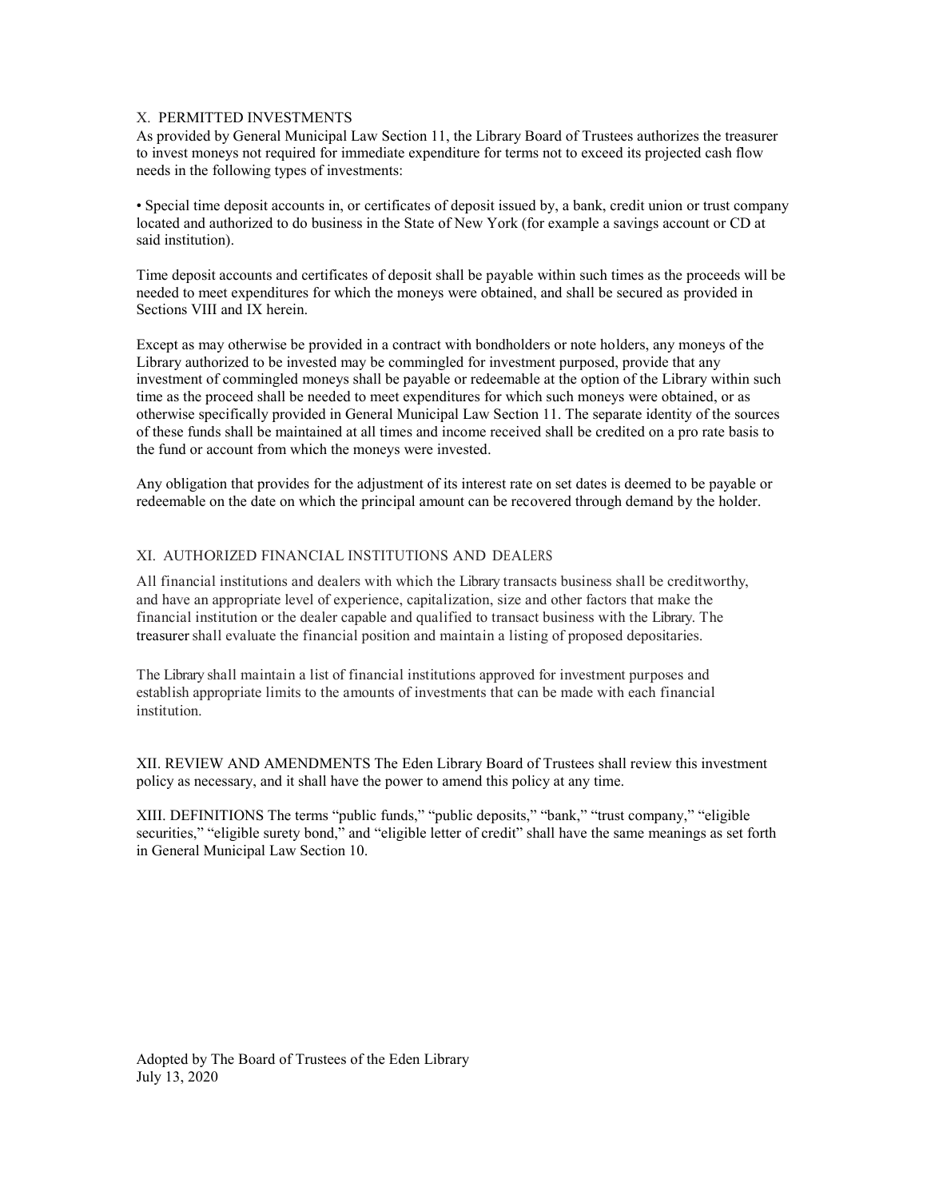## X. PERMITTED INVESTMENTS

As provided by General Municipal Law Section 11, the Library Board of Trustees authorizes the treasurer to invest moneys not required for immediate expenditure for terms not to exceed its projected cash flow needs in the following types of investments:

• Special time deposit accounts in, or certificates of deposit issued by, a bank, credit union or trust company located and authorized to do business in the State of New York (for example a savings account or CD at said institution).

Time deposit accounts and certificates of deposit shall be payable within such times as the proceeds will be needed to meet expenditures for which the moneys were obtained, and shall be secured as provided in Sections VIII and IX herein.

Except as may otherwise be provided in a contract with bondholders or note holders, any moneys of the Library authorized to be invested may be commingled for investment purposed, provide that any investment of commingled moneys shall be payable or redeemable at the option of the Library within such time as the proceed shall be needed to meet expenditures for which such moneys were obtained, or as otherwise specifically provided in General Municipal Law Section 11. The separate identity of the sources of these funds shall be maintained at all times and income received shall be credited on a pro rate basis to the fund or account from which the moneys were invested.

Any obligation that provides for the adjustment of its interest rate on set dates is deemed to be payable or redeemable on the date on which the principal amount can be recovered through demand by the holder.

## XI. AUTHORIZED FINANCIAL INSTITUTIONS AND DEALERS

All financial institutions and dealers with which the Library transacts business shall be creditworthy, and have an appropriate level of experience, capitalization, size and other factors that make the financial institution or the dealer capable and qualified to transact business with the Library. The treasurer shall evaluate the financial position and maintain a listing of proposed depositaries.

The Library shall maintain a list of financial institutions approved for investment purposes and establish appropriate limits to the amounts of investments that can be made with each financial institution.

**XII. REVIEW AND AMENDMENTS** The Eden Library Board of Trustees shall review this investment policy as necessary, and it shall have the power to amend this policy at any time.

**XIII. DEFINITIONS** The terms "public funds," "public deposits," "bank," "trust company," "eligible securities," "eligible surety bond," and "eligible letter of credit" shall have the same meanings as set forth in General Municipal Law Section 10.

Adopted by The Board of Trustees of the Eden Library
July 13, 2020